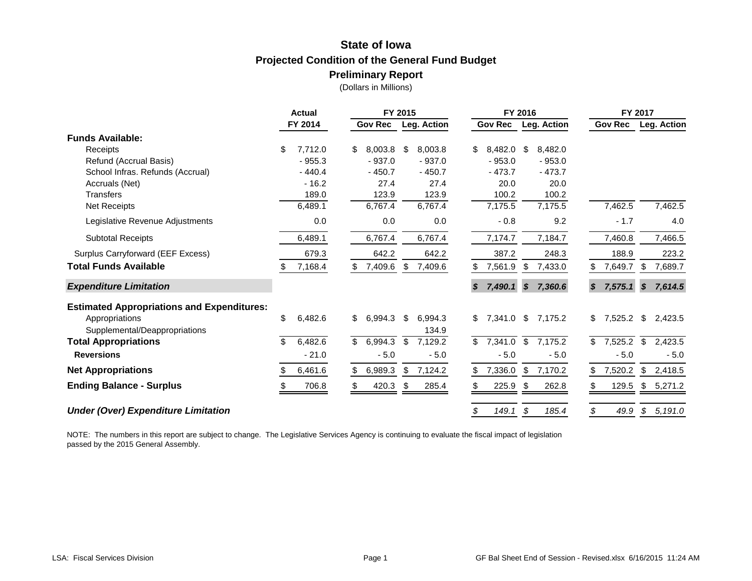# State of Iowa

## Projected Condition of the General Fund Budget

### Preliminary Report

(Dollars in Millions)

| | Actual | FY 2015 | | FY 2016 | | FY 2017 | |
|---|---|---|---|---|---|---|---|
| | FY 2014 | Gov Rec | Leg. Action | Gov Rec | Leg. Action | Gov Rec | Leg. Action |
| **Funds Available:** | | | | | | | |
| Receipts | $ 7,712.0 | $ 8,003.8 | $ 8,003.8 | $ 8,482.0 | $ 8,482.0 | | |
| Refund (Accrual Basis) | - 955.3 | - 937.0 | - 937.0 | - 953.0 | - 953.0 | | |
| School Infras. Refunds (Accrual) | - 440.4 | - 450.7 | - 450.7 | - 473.7 | - 473.7 | | |
| Accruals (Net) | - 16.2 | 27.4 | 27.4 | 20.0 | 20.0 | | |
| Transfers | 189.0 | 123.9 | 123.9 | 100.2 | 100.2 | | |
| Net Receipts | 6,489.1 | 6,767.4 | 6,767.4 | 7,175.5 | 7,175.5 | 7,462.5 | 7,462.5 |
| Legislative Revenue Adjustments | 0.0 | 0.0 | 0.0 | - 0.8 | 9.2 | - 1.7 | 4.0 |
| Subtotal Receipts | 6,489.1 | 6,767.4 | 6,767.4 | 7,174.7 | 7,184.7 | 7,460.8 | 7,466.5 |
| Surplus Carryforward (EEF Excess) | 679.3 | 642.2 | 642.2 | 387.2 | 248.3 | 188.9 | 223.2 |
| **Total Funds Available** | $ 7,168.4 | $ 7,409.6 | $ 7,409.6 | $ 7,561.9 | $ 7,433.0 | $ 7,649.7 | $ 7,689.7 |
| ***Expenditure Limitation*** | | | | ***$ 7,490.1*** | ***$ 7,360.6*** | ***$ 7,575.1*** | ***$ 7,614.5*** |
| **Estimated Appropriations and Expenditures:** | | | | | | | |
| Appropriations | $ 6,482.6 | $ 6,994.3 | $ 6,994.3 | $ 7,341.0 | $ 7,175.2 | $ 7,525.2 | $ 2,423.5 |
| Supplemental/Deappropriations | | | 134.9 | | | | |
| **Total Appropriations** | $ 6,482.6 | $ 6,994.3 | $ 7,129.2 | $ 7,341.0 | $ 7,175.2 | $ 7,525.2 | $ 2,423.5 |
| **Reversions** | - 21.0 | - 5.0 | - 5.0 | - 5.0 | - 5.0 | - 5.0 | - 5.0 |
| **Net Appropriations** | $ 6,461.6 | $ 6,989.3 | $ 7,124.2 | $ 7,336.0 | $ 7,170.2 | $ 7,520.2 | $ 2,418.5 |
| **Ending Balance - Surplus** | $ 706.8 | $ 420.3 | $ 285.4 | $ 225.9 | $ 262.8 | $ 129.5 | $ 5,271.2 |
| ***Under (Over) Expenditure Limitation*** | | | | *$ 149.1* | *$ 185.4* | *$ 49.9* | *$ 5,191.0* |

NOTE: The numbers in this report are subject to change. The Legislative Services Agency is continuing to evaluate the fiscal impact of legislation passed by the 2015 General Assembly.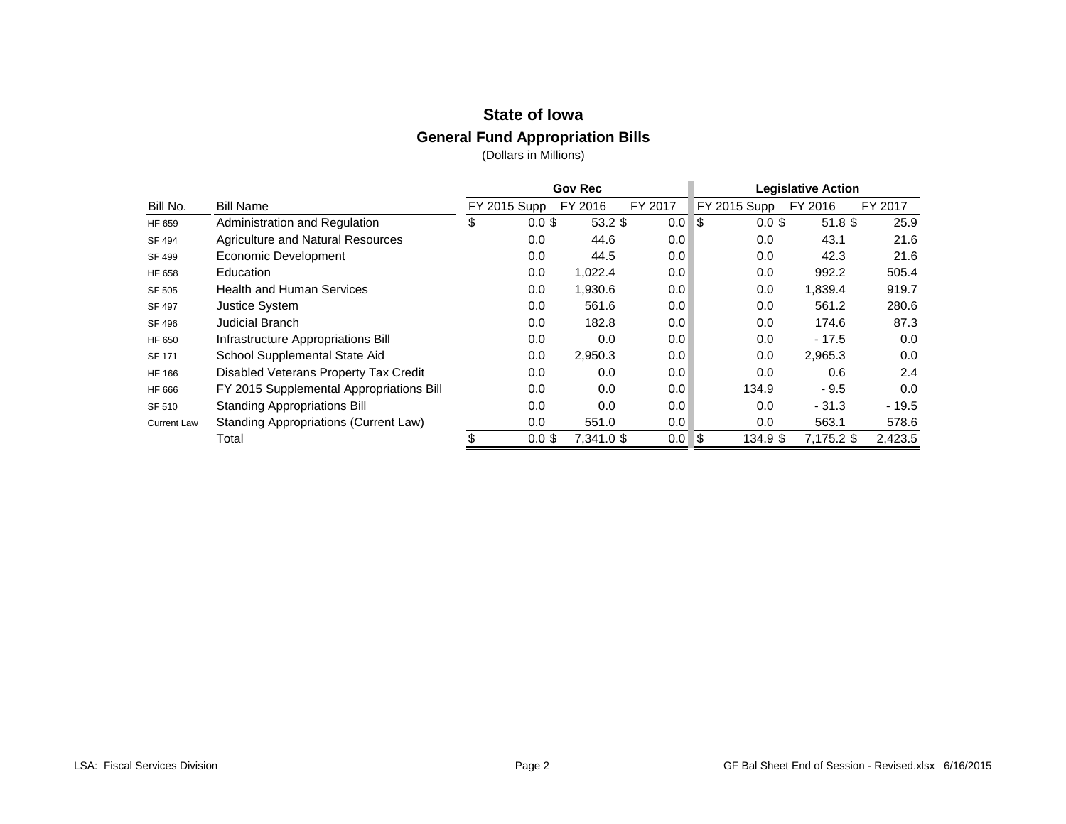# State of Iowa

## General Fund Appropriation Bills

(Dollars in Millions)

| | | Gov Rec | | | Legislative Action | | |
|---|---|---|---|---|---|---|---|
| Bill No. | Bill Name | FY 2015 Supp | FY 2016 | FY 2017 | FY 2015 Supp | FY 2016 | FY 2017 |
| HF 659 | Administration and Regulation | $ 0.0 | $ 53.2 | $ 0.0 | $ 0.0 | $ 51.8 | $ 25.9 |
| SF 494 | Agriculture and Natural Resources | 0.0 | 44.6 | 0.0 | 0.0 | 43.1 | 21.6 |
| SF 499 | Economic Development | 0.0 | 44.5 | 0.0 | 0.0 | 42.3 | 21.6 |
| HF 658 | Education | 0.0 | 1,022.4 | 0.0 | 0.0 | 992.2 | 505.4 |
| SF 505 | Health and Human Services | 0.0 | 1,930.6 | 0.0 | 0.0 | 1,839.4 | 919.7 |
| SF 497 | Justice System | 0.0 | 561.6 | 0.0 | 0.0 | 561.2 | 280.6 |
| SF 496 | Judicial Branch | 0.0 | 182.8 | 0.0 | 0.0 | 174.6 | 87.3 |
| HF 650 | Infrastructure Appropriations Bill | 0.0 | 0.0 | 0.0 | 0.0 | - 17.5 | 0.0 |
| SF 171 | School Supplemental State Aid | 0.0 | 2,950.3 | 0.0 | 0.0 | 2,965.3 | 0.0 |
| HF 166 | Disabled Veterans Property Tax Credit | 0.0 | 0.0 | 0.0 | 0.0 | 0.6 | 2.4 |
| HF 666 | FY 2015 Supplemental Appropriations Bill | 0.0 | 0.0 | 0.0 | 134.9 | - 9.5 | 0.0 |
| SF 510 | Standing Appropriations Bill | 0.0 | 0.0 | 0.0 | 0.0 | - 31.3 | - 19.5 |
| Current Law | Standing Appropriations (Current Law) | 0.0 | 551.0 | 0.0 | 0.0 | 563.1 | 578.6 |
| | Total | $ 0.0 | $ 7,341.0 | $ 0.0 | $ 134.9 | $ 7,175.2 | $ 2,423.5 |

LSA: Fiscal Services Division | GF Bal Sheet End of Session - Revised.xlsx 6/16/2015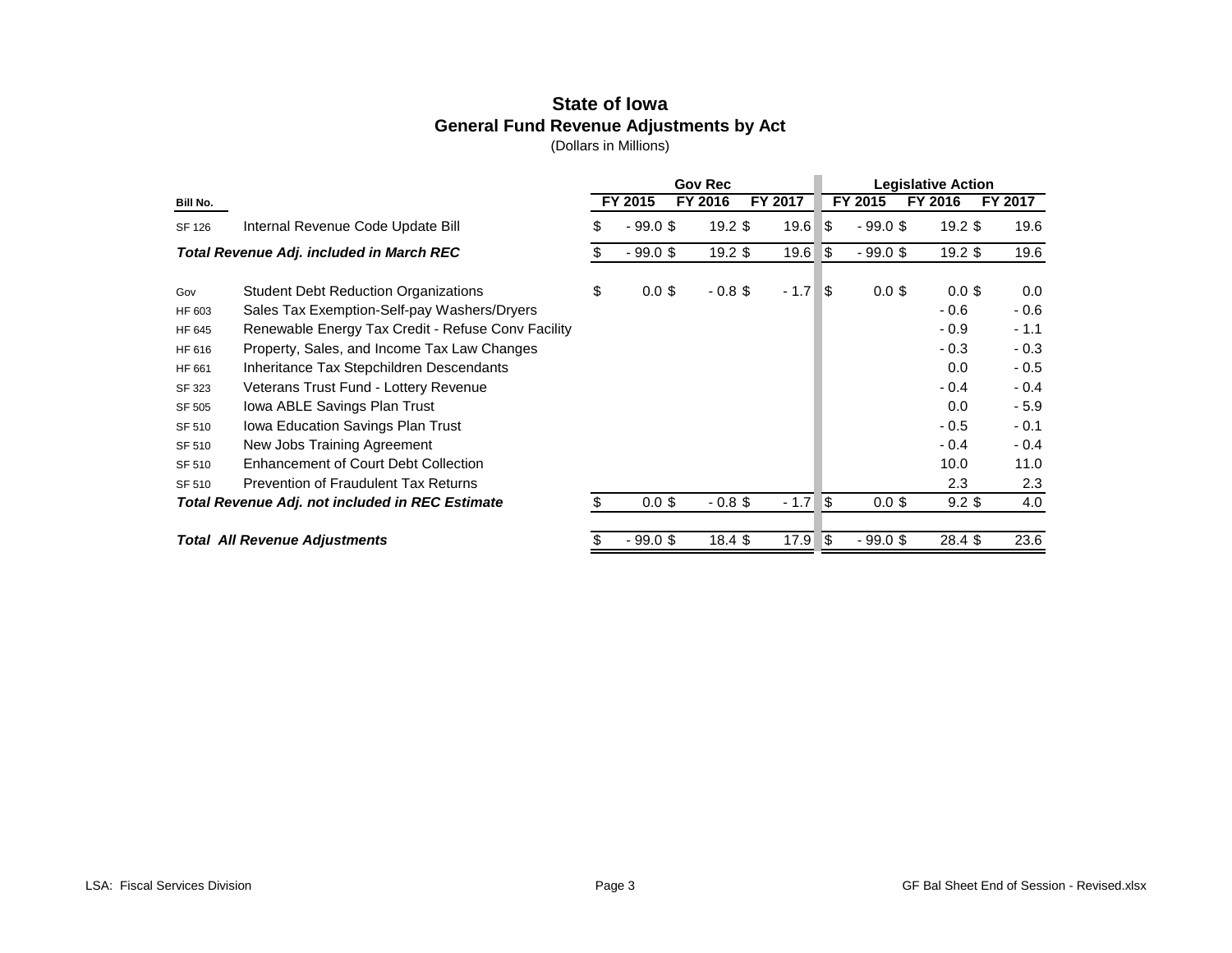# State of Iowa

## General Fund Revenue Adjustments by Act

(Dollars in Millions)

| Bill No. | | Gov Rec FY 2015 | Gov Rec FY 2016 | Gov Rec FY 2017 | Legislative Action FY 2015 | Legislative Action FY 2016 | Legislative Action FY 2017 |
|---|---|---|---|---|---|---|---|
| SF 126 | Internal Revenue Code Update Bill | $ -99.0 | $ 19.2 | $ 19.6 | $ -99.0 | $ 19.2 | $ 19.6 |
| ***Total Revenue Adj. included in March REC*** | | $ -99.0 | $ 19.2 | $ 19.6 | $ -99.0 | $ 19.2 | $ 19.6 |
| Gov | Student Debt Reduction Organizations | $ 0.0 | $ -0.8 | $ -1.7 | $ 0.0 | $ 0.0 | $ 0.0 |
| HF 603 | Sales Tax Exemption-Self-pay Washers/Dryers | | | | | -0.6 | -0.6 |
| HF 645 | Renewable Energy Tax Credit - Refuse Conv Facility | | | | | -0.9 | -1.1 |
| HF 616 | Property, Sales, and Income Tax Law Changes | | | | | -0.3 | -0.3 |
| HF 661 | Inheritance Tax Stepchildren Descendants | | | | | 0.0 | -0.5 |
| SF 323 | Veterans Trust Fund - Lottery Revenue | | | | | -0.4 | -0.4 |
| SF 505 | Iowa ABLE Savings Plan Trust | | | | | 0.0 | -5.9 |
| SF 510 | Iowa Education Savings Plan Trust | | | | | -0.5 | -0.1 |
| SF 510 | New Jobs Training Agreement | | | | | -0.4 | -0.4 |
| SF 510 | Enhancement of Court Debt Collection | | | | | 10.0 | 11.0 |
| SF 510 | Prevention of Fraudulent Tax Returns | | | | | 2.3 | 2.3 |
| ***Total Revenue Adj. not included in REC Estimate*** | | $ 0.0 | $ -0.8 | $ -1.7 | $ 0.0 | $ 9.2 | $ 4.0 |
| ***Total All Revenue Adjustments*** | | $ -99.0 | $ 18.4 | $ 17.9 | $ -99.0 | $ 28.4 | $ 23.6 |

LSA: Fiscal Services Division — GF Bal Sheet End of Session - Revised.xlsx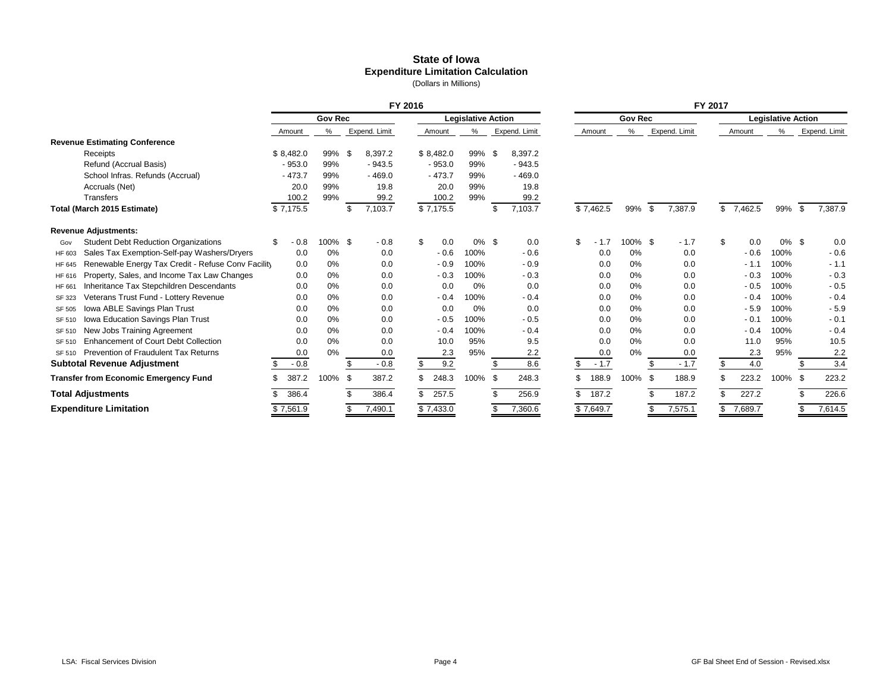# State of Iowa
## Expenditure Limitation Calculation
(Dollars in Millions)

| | | FY 2016 | | | | | | FY 2017 | | | | | |
|---|---|---|---|---|---|---|---|---|---|---|---|---|---|
| | | Gov Rec | | | Legislative Action | | | Gov Rec | | | Legislative Action | | |
| | | Amount | % | Expend. Limit | Amount | % | Expend. Limit | Amount | % | Expend. Limit | Amount | % | Expend. Limit |
| **Revenue Estimating Conference** | | | | | | | | | | | | | |
| | Receipts | $ 8,482.0 | 99% | $ 8,397.2 | $ 8,482.0 | 99% | $ 8,397.2 | | | | | | |
| | Refund (Accrual Basis) | - 953.0 | 99% | - 943.5 | - 953.0 | 99% | - 943.5 | | | | | | |
| | School Infras. Refunds (Accrual) | - 473.7 | 99% | - 469.0 | - 473.7 | 99% | - 469.0 | | | | | | |
| | Accruals (Net) | 20.0 | 99% | 19.8 | 20.0 | 99% | 19.8 | | | | | | |
| | Transfers | 100.2 | 99% | 99.2 | 100.2 | 99% | 99.2 | | | | | | |
| **Total (March 2015 Estimate)** | | $ 7,175.5 | | $ 7,103.7 | $ 7,175.5 | | $ 7,103.7 | $ 7,462.5 | 99% | $ 7,387.9 | $ 7,462.5 | 99% | $ 7,387.9 |
| **Revenue Adjustments:** | | | | | | | | | | | | | |
| Gov | Student Debt Reduction Organizations | $ - 0.8 | 100% | $ - 0.8 | $ 0.0 | 0% | $ 0.0 | $ - 1.7 | 100% | $ - 1.7 | $ 0.0 | 0% | $ 0.0 |
| HF 603 | Sales Tax Exemption-Self-pay Washers/Dryers | 0.0 | 0% | 0.0 | - 0.6 | 100% | - 0.6 | 0.0 | 0% | 0.0 | - 0.6 | 100% | - 0.6 |
| HF 645 | Renewable Energy Tax Credit - Refuse Conv Facility | 0.0 | 0% | 0.0 | - 0.9 | 100% | - 0.9 | 0.0 | 0% | 0.0 | - 1.1 | 100% | - 1.1 |
| HF 616 | Property, Sales, and Income Tax Law Changes | 0.0 | 0% | 0.0 | - 0.3 | 100% | - 0.3 | 0.0 | 0% | 0.0 | - 0.3 | 100% | - 0.3 |
| HF 661 | Inheritance Tax Stepchildren Descendants | 0.0 | 0% | 0.0 | 0.0 | 0% | 0.0 | 0.0 | 0% | 0.0 | - 0.5 | 100% | - 0.5 |
| SF 323 | Veterans Trust Fund - Lottery Revenue | 0.0 | 0% | 0.0 | - 0.4 | 100% | - 0.4 | 0.0 | 0% | 0.0 | - 0.4 | 100% | - 0.4 |
| SF 505 | Iowa ABLE Savings Plan Trust | 0.0 | 0% | 0.0 | 0.0 | 0% | 0.0 | 0.0 | 0% | 0.0 | - 5.9 | 100% | - 5.9 |
| SF 510 | Iowa Education Savings Plan Trust | 0.0 | 0% | 0.0 | - 0.5 | 100% | - 0.5 | 0.0 | 0% | 0.0 | - 0.1 | 100% | - 0.1 |
| SF 510 | New Jobs Training Agreement | 0.0 | 0% | 0.0 | - 0.4 | 100% | - 0.4 | 0.0 | 0% | 0.0 | - 0.4 | 100% | - 0.4 |
| SF 510 | Enhancement of Court Debt Collection | 0.0 | 0% | 0.0 | 10.0 | 95% | 9.5 | 0.0 | 0% | 0.0 | 11.0 | 95% | 10.5 |
| SF 510 | Prevention of Fraudulent Tax Returns | 0.0 | 0% | 0.0 | 2.3 | 95% | 2.2 | 0.0 | 0% | 0.0 | 2.3 | 95% | 2.2 |
| **Subtotal Revenue Adjustment** | | $ - 0.8 | | $ - 0.8 | $ 9.2 | | $ 8.6 | $ - 1.7 | | $ - 1.7 | $ 4.0 | | $ 3.4 |
| **Transfer from Economic Emergency Fund** | | $ 387.2 | 100% | $ 387.2 | $ 248.3 | 100% | $ 248.3 | $ 188.9 | 100% | $ 188.9 | $ 223.2 | 100% | $ 223.2 |
| **Total Adjustments** | | $ 386.4 | | $ 386.4 | $ 257.5 | | $ 256.9 | $ 187.2 | | $ 187.2 | $ 227.2 | | $ 226.6 |
| **Expenditure Limitation** | | $ 7,561.9 | | $ 7,490.1 | $ 7,433.0 | | $ 7,360.6 | $ 7,649.7 | | $ 7,575.1 | $ 7,689.7 | | $ 7,614.5 |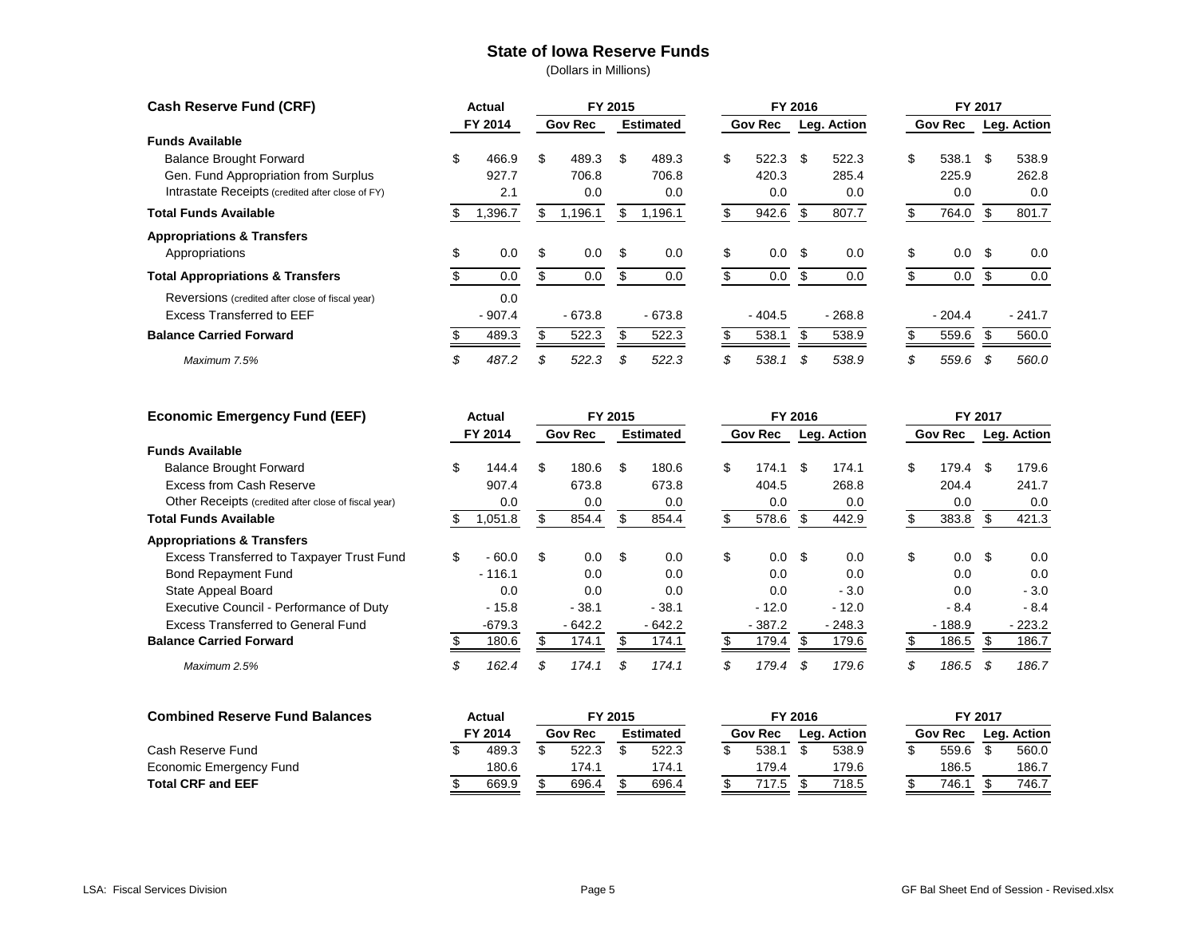# State of Iowa Reserve Funds

(Dollars in Millions)

| Cash Reserve Fund (CRF) | Actual | FY 2015 | | FY 2016 | | FY 2017 | |
|---|---|---|---|---|---|---|---|
| | FY 2014 | Gov Rec | Estimated | Gov Rec | Leg. Action | Gov Rec | Leg. Action |
| **Funds Available** | | | | | | | |
| Balance Brought Forward | $ 466.9 | $ 489.3 | $ 489.3 | $ 522.3 | $ 522.3 | $ 538.1 | $ 538.9 |
| Gen. Fund Appropriation from Surplus | 927.7 | 706.8 | 706.8 | 420.3 | 285.4 | 225.9 | 262.8 |
| Intrastate Receipts (credited after close of FY) | 2.1 | 0.0 | 0.0 | 0.0 | 0.0 | 0.0 | 0.0 |
| **Total Funds Available** | $ 1,396.7 | $ 1,196.1 | $ 1,196.1 | $ 942.6 | $ 807.7 | $ 764.0 | $ 801.7 |
| **Appropriations & Transfers** | | | | | | | |
| Appropriations | $ 0.0 | $ 0.0 | $ 0.0 | $ 0.0 | $ 0.0 | $ 0.0 | $ 0.0 |
| **Total Appropriations & Transfers** | $ 0.0 | $ 0.0 | $ 0.0 | $ 0.0 | $ 0.0 | $ 0.0 | $ 0.0 |
| Reversions (credited after close of fiscal year) | 0.0 | | | | | | |
| Excess Transferred to EEF | - 907.4 | - 673.8 | - 673.8 | - 404.5 | - 268.8 | - 204.4 | - 241.7 |
| **Balance Carried Forward** | $ 489.3 | $ 522.3 | $ 522.3 | $ 538.1 | $ 538.9 | $ 559.6 | $ 560.0 |
| *Maximum 7.5%* | *$ 487.2* | *$ 522.3* | *$ 522.3* | *$ 538.1* | *$ 538.9* | *$ 559.6* | *$ 560.0* |

| Economic Emergency Fund (EEF) | Actual | FY 2015 | | FY 2016 | | FY 2017 | |
|---|---|---|---|---|---|---|---|
| | FY 2014 | Gov Rec | Estimated | Gov Rec | Leg. Action | Gov Rec | Leg. Action |
| **Funds Available** | | | | | | | |
| Balance Brought Forward | $ 144.4 | $ 180.6 | $ 180.6 | $ 174.1 | $ 174.1 | $ 179.4 | $ 179.6 |
| Excess from Cash Reserve | 907.4 | 673.8 | 673.8 | 404.5 | 268.8 | 204.4 | 241.7 |
| Other Receipts (credited after close of fiscal year) | 0.0 | 0.0 | 0.0 | 0.0 | 0.0 | 0.0 | 0.0 |
| **Total Funds Available** | $ 1,051.8 | $ 854.4 | $ 854.4 | $ 578.6 | $ 442.9 | $ 383.8 | $ 421.3 |
| **Appropriations & Transfers** | | | | | | | |
| Excess Transferred to Taxpayer Trust Fund | $ - 60.0 | $ 0.0 | $ 0.0 | $ 0.0 | $ 0.0 | $ 0.0 | $ 0.0 |
| Bond Repayment Fund | - 116.1 | 0.0 | 0.0 | 0.0 | 0.0 | 0.0 | 0.0 |
| State Appeal Board | 0.0 | 0.0 | 0.0 | 0.0 | - 3.0 | 0.0 | - 3.0 |
| Executive Council - Performance of Duty | - 15.8 | - 38.1 | - 38.1 | - 12.0 | - 12.0 | - 8.4 | - 8.4 |
| Excess Transferred to General Fund | -679.3 | - 642.2 | - 642.2 | - 387.2 | - 248.3 | - 188.9 | - 223.2 |
| **Balance Carried Forward** | $ 180.6 | $ 174.1 | $ 174.1 | $ 179.4 | $ 179.6 | $ 186.5 | $ 186.7 |
| *Maximum 2.5%* | *$ 162.4* | *$ 174.1* | *$ 174.1* | *$ 179.4* | *$ 179.6* | *$ 186.5* | *$ 186.7* |

| Combined Reserve Fund Balances | Actual | FY 2015 | | FY 2016 | | FY 2017 | |
|---|---|---|---|---|---|---|---|
| | FY 2014 | Gov Rec | Estimated | Gov Rec | Leg. Action | Gov Rec | Leg. Action |
| Cash Reserve Fund | $ 489.3 | $ 522.3 | $ 522.3 | $ 538.1 | $ 538.9 | $ 559.6 | $ 560.0 |
| Economic Emergency Fund | 180.6 | 174.1 | 174.1 | 179.4 | 179.6 | 186.5 | 186.7 |
| **Total CRF and EEF** | $ 669.9 | $ 696.4 | $ 696.4 | $ 717.5 | $ 718.5 | $ 746.1 | $ 746.7 |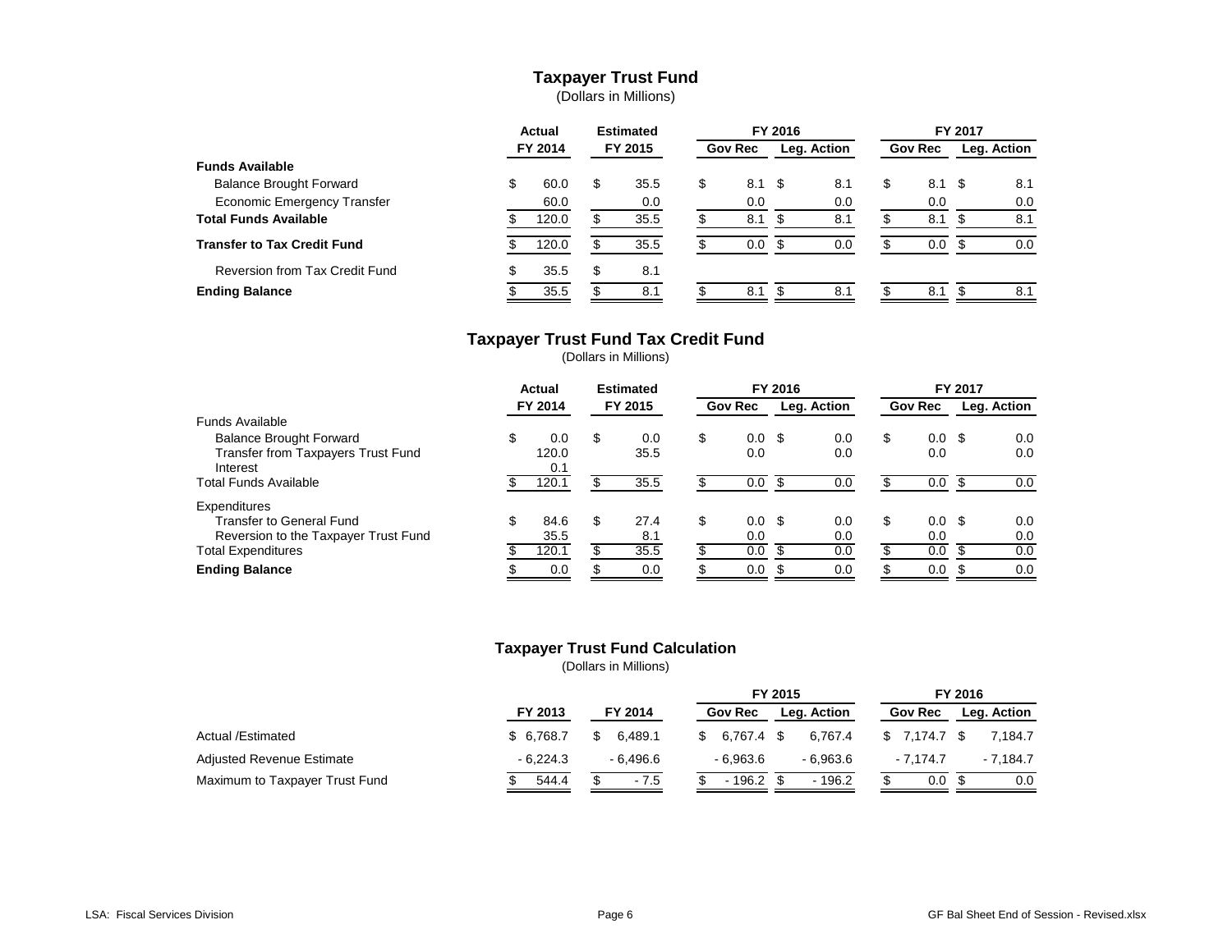## Taxpayer Trust Fund

(Dollars in Millions)

| | Actual | Estimated | FY 2016 | | FY 2017 | |
|---|---|---|---|---|---|---|
| | FY 2014 | FY 2015 | Gov Rec | Leg. Action | Gov Rec | Leg. Action |
| **Funds Available** | | | | | | |
| Balance Brought Forward | $ 60.0 | $ 35.5 | $ 8.1 | $ 8.1 | $ 8.1 | $ 8.1 |
| Economic Emergency Transfer | 60.0 | 0.0 | 0.0 | 0.0 | 0.0 | 0.0 |
| **Total Funds Available** | $ 120.0 | $ 35.5 | $ 8.1 | $ 8.1 | $ 8.1 | $ 8.1 |
| **Transfer to Tax Credit Fund** | $ 120.0 | $ 35.5 | $ 0.0 | $ 0.0 | $ 0.0 | $ 0.0 |
| Reversion from Tax Credit Fund | $ 35.5 | $ 8.1 | | | | |
| **Ending Balance** | $ 35.5 | $ 8.1 | $ 8.1 | $ 8.1 | $ 8.1 | $ 8.1 |

## Taxpayer Trust Fund Tax Credit Fund

(Dollars in Millions)

| | Actual | Estimated | FY 2016 | | FY 2017 | |
|---|---|---|---|---|---|---|
| | FY 2014 | FY 2015 | Gov Rec | Leg. Action | Gov Rec | Leg. Action |
| Funds Available | | | | | | |
| Balance Brought Forward | $ 0.0 | $ 0.0 | $ 0.0 | $ 0.0 | $ 0.0 | $ 0.0 |
| Transfer from Taxpayers Trust Fund | 120.0 | 35.5 | 0.0 | 0.0 | 0.0 | 0.0 |
| Interest | 0.1 | | | | | |
| Total Funds Available | $ 120.1 | $ 35.5 | $ 0.0 | $ 0.0 | $ 0.0 | $ 0.0 |
| Expenditures | | | | | | |
| Transfer to General Fund | $ 84.6 | $ 27.4 | $ 0.0 | $ 0.0 | $ 0.0 | $ 0.0 |
| Reversion to the Taxpayer Trust Fund | 35.5 | 8.1 | 0.0 | 0.0 | 0.0 | 0.0 |
| Total Expenditures | $ 120.1 | $ 35.5 | $ 0.0 | $ 0.0 | $ 0.0 | $ 0.0 |
| **Ending Balance** | $ 0.0 | $ 0.0 | $ 0.0 | $ 0.0 | $ 0.0 | $ 0.0 |

## Taxpayer Trust Fund Calculation

(Dollars in Millions)

| | | | FY 2015 | | FY 2016 | |
|---|---|---|---|---|---|---|
| | FY 2013 | FY 2014 | Gov Rec | Leg. Action | Gov Rec | Leg. Action |
| Actual /Estimated | $ 6,768.7 | $ 6,489.1 | $ 6,767.4 | $ 6,767.4 | $ 7,174.7 | $ 7,184.7 |
| Adjusted Revenue Estimate | - 6,224.3 | - 6,496.6 | - 6,963.6 | - 6,963.6 | - 7,174.7 | - 7,184.7 |
| Maximum to Taxpayer Trust Fund | $ 544.4 | $ - 7.5 | $ - 196.2 | $ - 196.2 | $ 0.0 | $ 0.0 |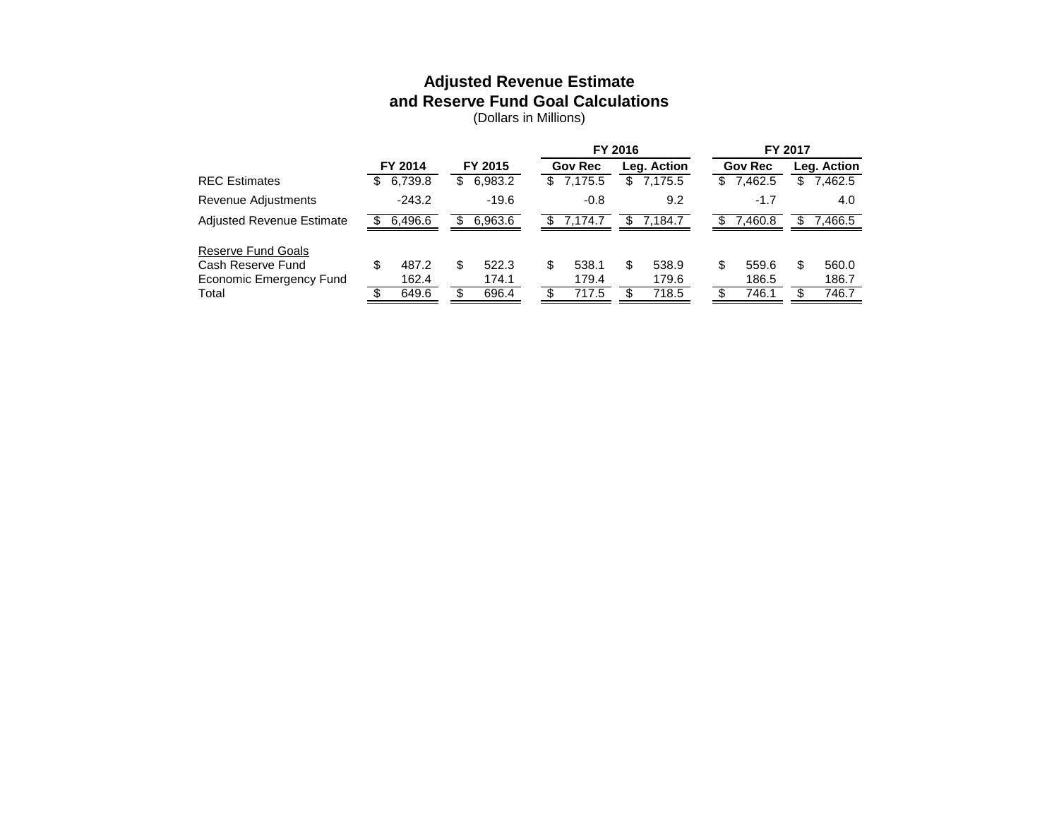## Adjusted Revenue Estimate and Reserve Fund Goal Calculations

(Dollars in Millions)

| | FY 2014 | FY 2015 | FY 2016 | | FY 2017 | |
|---|---|---|---|---|---|---|
| | | | Gov Rec | Leg. Action | Gov Rec | Leg. Action |
| REC Estimates | $ 6,739.8 | $ 6,983.2 | $ 7,175.5 | $ 7,175.5 | $ 7,462.5 | $ 7,462.5 |
| Revenue Adjustments | -243.2 | -19.6 | -0.8 | 9.2 | -1.7 | 4.0 |
| Adjusted Revenue Estimate | $ 6,496.6 | $ 6,963.6 | $ 7,174.7 | $ 7,184.7 | $ 7,460.8 | $ 7,466.5 |
| Reserve Fund Goals | | | | | | |
| Cash Reserve Fund | $ 487.2 | $ 522.3 | $ 538.1 | $ 538.9 | $ 559.6 | $ 560.0 |
| Economic Emergency Fund | 162.4 | 174.1 | 179.4 | 179.6 | 186.5 | 186.7 |
| Total | $ 649.6 | $ 696.4 | $ 717.5 | $ 718.5 | $ 746.1 | $ 746.7 |